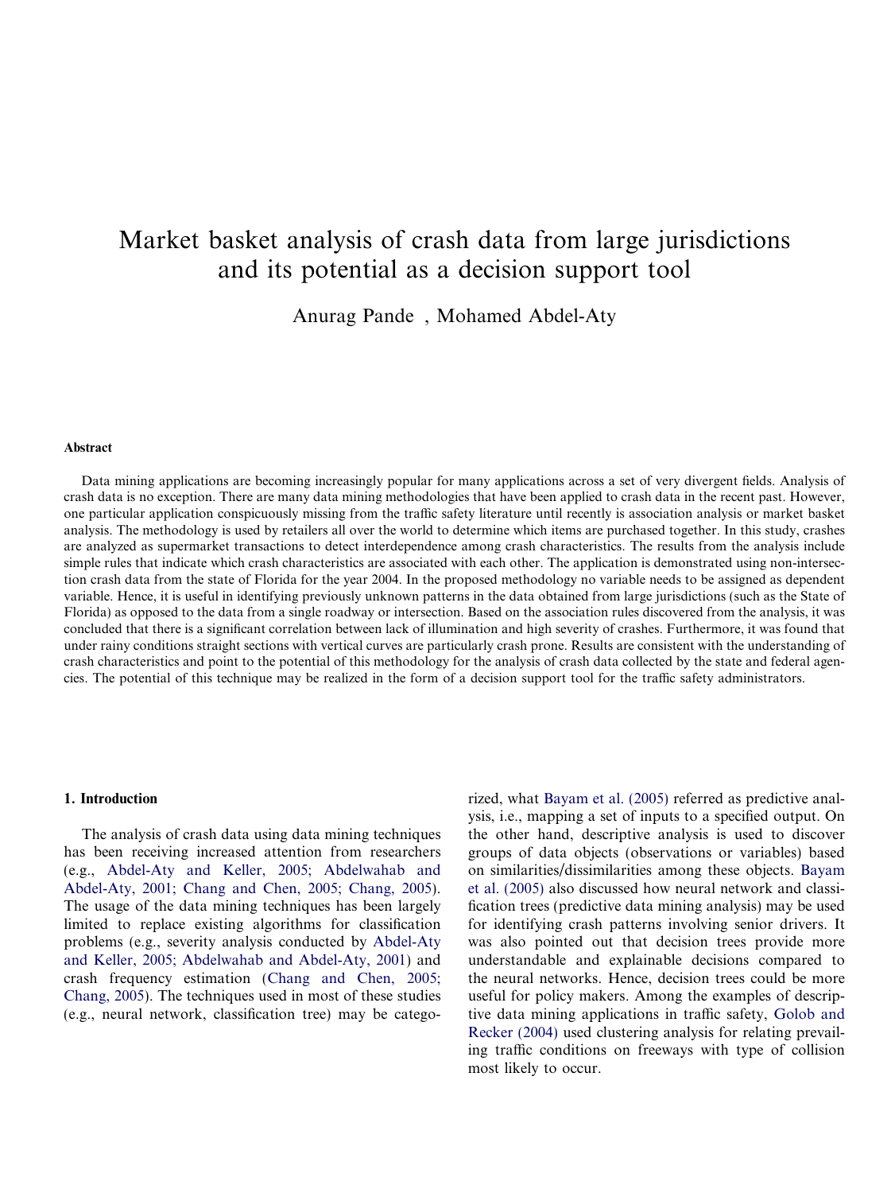# Market basket analysis of crash data from large jurisdictions and its potential as a decision support tool

Anurag Pande , Mohamed Abdel-Aty

## Abstract

Data mining applications are becoming increasingly popular for many applications across a set of very divergent fields. Analysis of crash data is no exception. There are many data mining methodologies that have been applied to crash data in the recent past. However, one particular application conspicuously missing from the traffic safety literature until recently is association analysis or market basket analysis. The methodology is used by retailers all over the world to determine which items are purchased together. In this study, crashes are analyzed as supermarket transactions to detect interdependence among crash characteristics. The results from the analysis include simple rules that indicate which crash characteristics are associated with each other. The application is demonstrated using non-intersection crash data from the state of Florida for the year 2004. In the proposed methodology no variable needs to be assigned as dependent variable. Hence, it is useful in identifying previously unknown patterns in the data obtained from large jurisdictions (such as the State of Florida) as opposed to the data from a single roadway or intersection. Based on the association rules discovered from the analysis, it was concluded that there is a significant correlation between lack of illumination and high severity of crashes. Furthermore, it was found that under rainy conditions straight sections with vertical curves are particularly crash prone. Results are consistent with the understanding of crash characteristics and point to the potential of this methodology for the analysis of crash data collected by the state and federal agencies. The potential of this technique may be realized in the form of a decision support tool for the traffic safety administrators.

## 1. Introduction

The analysis of crash data using data mining techniques has been receiving increased attention from researchers (e.g., Abdel-Aty and Keller, 2005; Abdelwahab and Abdel-Aty, 2001; Chang and Chen, 2005; Chang, 2005). The usage of the data mining techniques has been largely limited to replace existing algorithms for classification problems (e.g., severity analysis conducted by Abdel-Aty and Keller, 2005; Abdelwahab and Abdel-Aty, 2001) and crash frequency estimation (Chang and Chen, 2005; Chang, 2005). The techniques used in most of these studies (e.g., neural network, classification tree) may be categorized, what Bayam et al. (2005) referred as predictive analysis, i.e., mapping a set of inputs to a specified output. On the other hand, descriptive analysis is used to discover groups of data objects (observations or variables) based on similarities/dissimilarities among these objects. Bayam et al. (2005) also discussed how neural network and classification trees (predictive data mining analysis) may be used for identifying crash patterns involving senior drivers. It was also pointed out that decision trees provide more understandable and explainable decisions compared to the neural networks. Hence, decision trees could be more useful for policy makers. Among the examples of descriptive data mining applications in traffic safety, Golob and Recker (2004) used clustering analysis for relating prevailing traffic conditions on freeways with type of collision most likely to occur.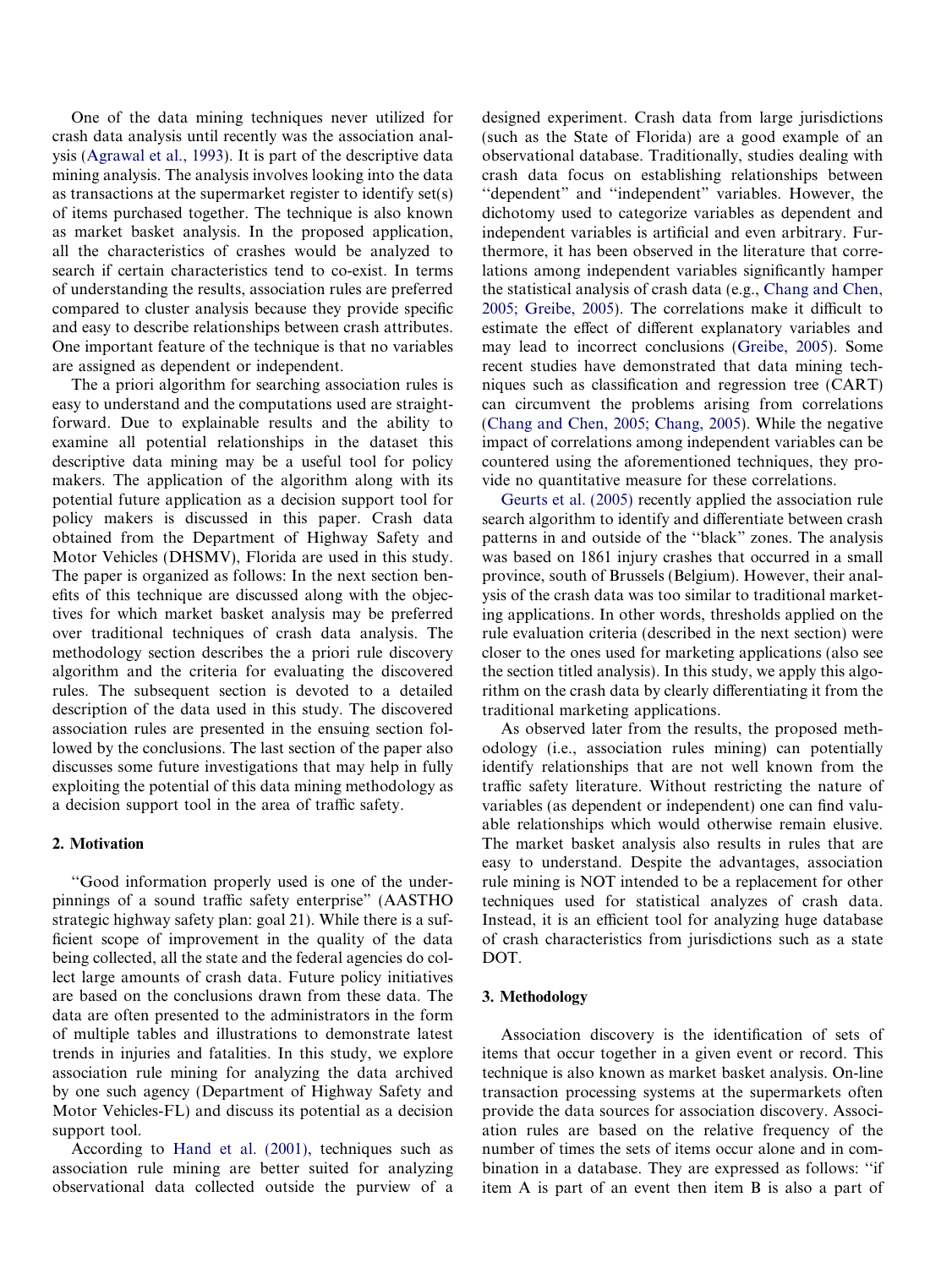One of the data mining techniques never utilized for crash data analysis until recently was the association analysis (Agrawal et al., 1993). It is part of the descriptive data mining analysis. The analysis involves looking into the data as transactions at the supermarket register to identify set(s) of items purchased together. The technique is also known as market basket analysis. In the proposed application, all the characteristics of crashes would be analyzed to search if certain characteristics tend to co-exist. In terms of understanding the results, association rules are preferred compared to cluster analysis because they provide specific and easy to describe relationships between crash attributes. One important feature of the technique is that no variables are assigned as dependent or independent.

The a priori algorithm for searching association rules is easy to understand and the computations used are straightforward. Due to explainable results and the ability to examine all potential relationships in the dataset this descriptive data mining may be a useful tool for policy makers. The application of the algorithm along with its potential future application as a decision support tool for policy makers is discussed in this paper. Crash data obtained from the Department of Highway Safety and Motor Vehicles (DHSMV), Florida are used in this study. The paper is organized as follows: In the next section benefits of this technique are discussed along with the objectives for which market basket analysis may be preferred over traditional techniques of crash data analysis. The methodology section describes the a priori rule discovery algorithm and the criteria for evaluating the discovered rules. The subsequent section is devoted to a detailed description of the data used in this study. The discovered association rules are presented in the ensuing section followed by the conclusions. The last section of the paper also discusses some future investigations that may help in fully exploiting the potential of this data mining methodology as a decision support tool in the area of traffic safety.

## 2. Motivation

''Good information properly used is one of the underpinnings of a sound traffic safety enterprise'' (AASTHO strategic highway safety plan: goal 21). While there is a sufficient scope of improvement in the quality of the data being collected, all the state and the federal agencies do collect large amounts of crash data. Future policy initiatives are based on the conclusions drawn from these data. The data are often presented to the administrators in the form of multiple tables and illustrations to demonstrate latest trends in injuries and fatalities. In this study, we explore association rule mining for analyzing the data archived by one such agency (Department of Highway Safety and Motor Vehicles-FL) and discuss its potential as a decision support tool.

According to Hand et al. (2001), techniques such as association rule mining are better suited for analyzing observational data collected outside the purview of a designed experiment. Crash data from large jurisdictions (such as the State of Florida) are a good example of an observational database. Traditionally, studies dealing with crash data focus on establishing relationships between ''dependent'' and ''independent'' variables. However, the dichotomy used to categorize variables as dependent and independent variables is artificial and even arbitrary. Furthermore, it has been observed in the literature that correlations among independent variables significantly hamper the statistical analysis of crash data (e.g., Chang and Chen, 2005; Greibe, 2005). The correlations make it difficult to estimate the effect of different explanatory variables and may lead to incorrect conclusions (Greibe, 2005). Some recent studies have demonstrated that data mining techniques such as classification and regression tree (CART) can circumvent the problems arising from correlations (Chang and Chen, 2005; Chang, 2005). While the negative impact of correlations among independent variables can be countered using the aforementioned techniques, they provide no quantitative measure for these correlations.

Geurts et al. (2005) recently applied the association rule search algorithm to identify and differentiate between crash patterns in and outside of the ''black'' zones. The analysis was based on 1861 injury crashes that occurred in a small province, south of Brussels (Belgium). However, their analysis of the crash data was too similar to traditional marketing applications. In other words, thresholds applied on the rule evaluation criteria (described in the next section) were closer to the ones used for marketing applications (also see the section titled analysis). In this study, we apply this algorithm on the crash data by clearly differentiating it from the traditional marketing applications.

As observed later from the results, the proposed methodology (i.e., association rules mining) can potentially identify relationships that are not well known from the traffic safety literature. Without restricting the nature of variables (as dependent or independent) one can find valuable relationships which would otherwise remain elusive. The market basket analysis also results in rules that are easy to understand. Despite the advantages, association rule mining is NOT intended to be a replacement for other techniques used for statistical analyzes of crash data. Instead, it is an efficient tool for analyzing huge database of crash characteristics from jurisdictions such as a state DOT.

## 3. Methodology

Association discovery is the identification of sets of items that occur together in a given event or record. This technique is also known as market basket analysis. On-line transaction processing systems at the supermarkets often provide the data sources for association discovery. Association rules are based on the relative frequency of the number of times the sets of items occur alone and in combination in a database. They are expressed as follows: ''if item A is part of an event then item B is also a part of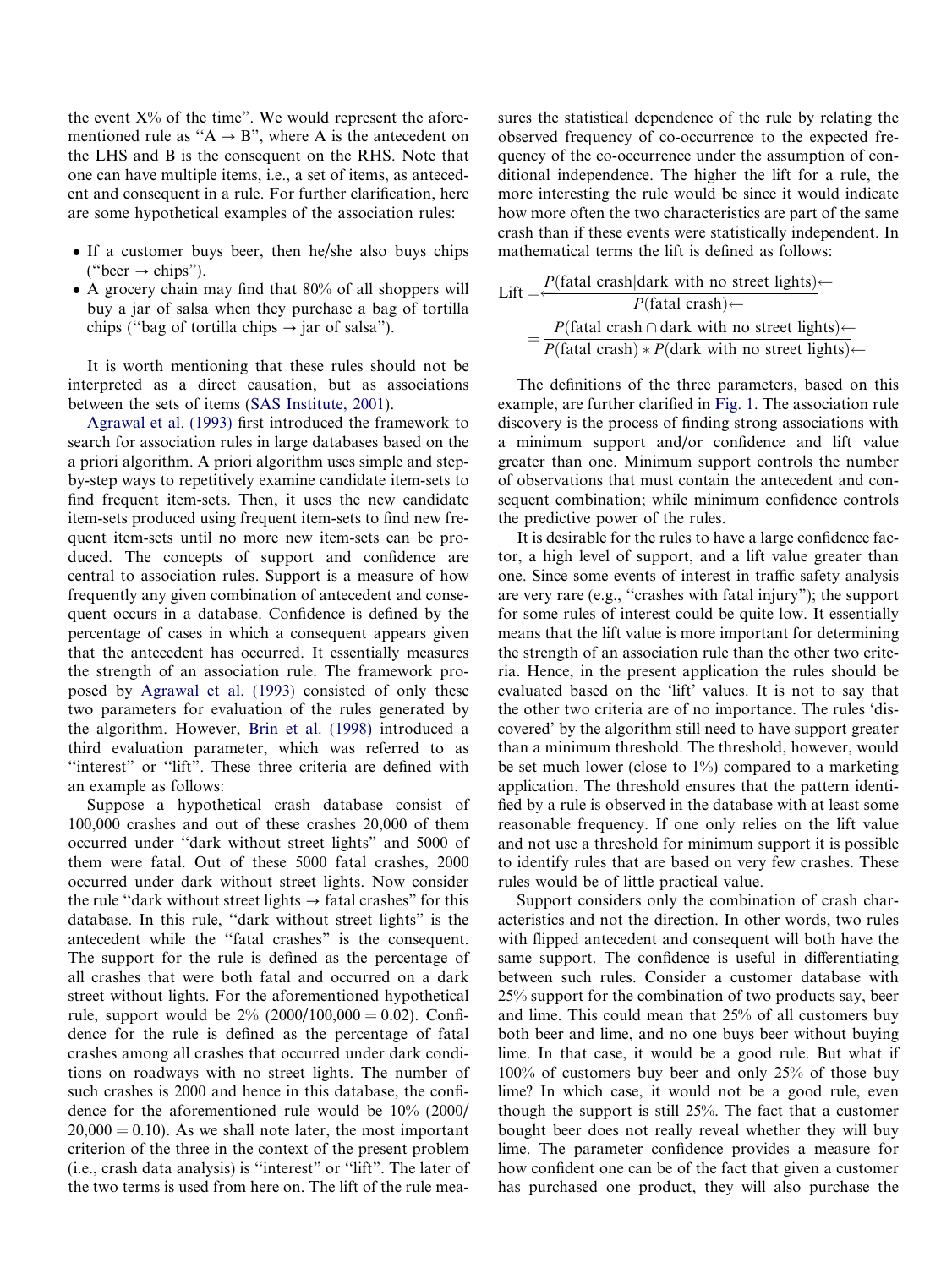the event X% of the time". We would represent the aforementioned rule as "A → B", where A is the antecedent on the LHS and B is the consequent on the RHS. Note that one can have multiple items, i.e., a set of items, as antecedent and consequent in a rule. For further clarification, here are some hypothetical examples of the association rules:

- If a customer buys beer, then he/she also buys chips ("beer → chips").
- A grocery chain may find that 80% of all shoppers will buy a jar of salsa when they purchase a bag of tortilla chips ("bag of tortilla chips → jar of salsa").

It is worth mentioning that these rules should not be interpreted as a direct causation, but as associations between the sets of items (SAS Institute, 2001).

Agrawal et al. (1993) first introduced the framework to search for association rules in large databases based on the a priori algorithm. A priori algorithm uses simple and step-by-step ways to repetitively examine candidate item-sets to find frequent item-sets. Then, it uses the new candidate item-sets produced using frequent item-sets to find new frequent item-sets until no more new item-sets can be produced. The concepts of support and confidence are central to association rules. Support is a measure of how frequently any given combination of antecedent and consequent occurs in a database. Confidence is defined by the percentage of cases in which a consequent appears given that the antecedent has occurred. It essentially measures the strength of an association rule. The framework proposed by Agrawal et al. (1993) consisted of only these two parameters for evaluation of the rules generated by the algorithm. However, Brin et al. (1998) introduced a third evaluation parameter, which was referred to as "interest" or "lift". These three criteria are defined with an example as follows:

Suppose a hypothetical crash database consist of 100,000 crashes and out of these crashes 20,000 of them occurred under "dark without street lights" and 5000 of them were fatal. Out of these 5000 fatal crashes, 2000 occurred under dark without street lights. Now consider the rule "dark without street lights → fatal crashes" for this database. In this rule, "dark without street lights" is the antecedent while the "fatal crashes" is the consequent. The support for the rule is defined as the percentage of all crashes that were both fatal and occurred on a dark street without lights. For the aforementioned hypothetical rule, support would be 2% ($2000/100{,}000 = 0.02$). Confidence for the rule is defined as the percentage of fatal crashes among all crashes that occurred under dark conditions on roadways with no street lights. The number of such crashes is 2000 and hence in this database, the confidence for the aforementioned rule would be 10% ($2000/20{,}000 = 0.10$). As we shall note later, the most important criterion of the three in the context of the present problem (i.e., crash data analysis) is "interest" or "lift". The later of the two terms is used from here on. The lift of the rule measures the statistical dependence of the rule by relating the observed frequency of co-occurrence to the expected frequency of the co-occurrence under the assumption of conditional independence. The higher the lift for a rule, the more interesting the rule would be since it would indicate how more often the two characteristics are part of the same crash than if these events were statistically independent. In mathematical terms the lift is defined as follows:

$$\text{Lift} = \frac{P(\text{fatal crash}|\text{dark with no street lights})}{P(\text{fatal crash})} = \frac{P(\text{fatal crash} \cap \text{dark with no street lights})}{P(\text{fatal crash}) * P(\text{dark with no street lights})}$$

The definitions of the three parameters, based on this example, are further clarified in Fig. 1. The association rule discovery is the process of finding strong associations with a minimum support and/or confidence and lift value greater than one. Minimum support controls the number of observations that must contain the antecedent and consequent combination; while minimum confidence controls the predictive power of the rules.

It is desirable for the rules to have a large confidence factor, a high level of support, and a lift value greater than one. Since some events of interest in traffic safety analysis are very rare (e.g., "crashes with fatal injury"); the support for some rules of interest could be quite low. It essentially means that the lift value is more important for determining the strength of an association rule than the other two criteria. Hence, in the present application the rules should be evaluated based on the 'lift' values. It is not to say that the other two criteria are of no importance. The rules 'discovered' by the algorithm still need to have support greater than a minimum threshold. The threshold, however, would be set much lower (close to 1%) compared to a marketing application. The threshold ensures that the pattern identified by a rule is observed in the database with at least some reasonable frequency. If one only relies on the lift value and not use a threshold for minimum support it is possible to identify rules that are based on very few crashes. These rules would be of little practical value.

Support considers only the combination of crash characteristics and not the direction. In other words, two rules with flipped antecedent and consequent will both have the same support. The confidence is useful in differentiating between such rules. Consider a customer database with 25% support for the combination of two products say, beer and lime. This could mean that 25% of all customers buy both beer and lime, and no one buys beer without buying lime. In that case, it would be a good rule. But what if 100% of customers buy beer and only 25% of those buy lime? In which case, it would not be a good rule, even though the support is still 25%. The fact that a customer bought beer does not really reveal whether they will buy lime. The parameter confidence provides a measure for how confident one can be of the fact that given a customer has purchased one product, they will also purchase the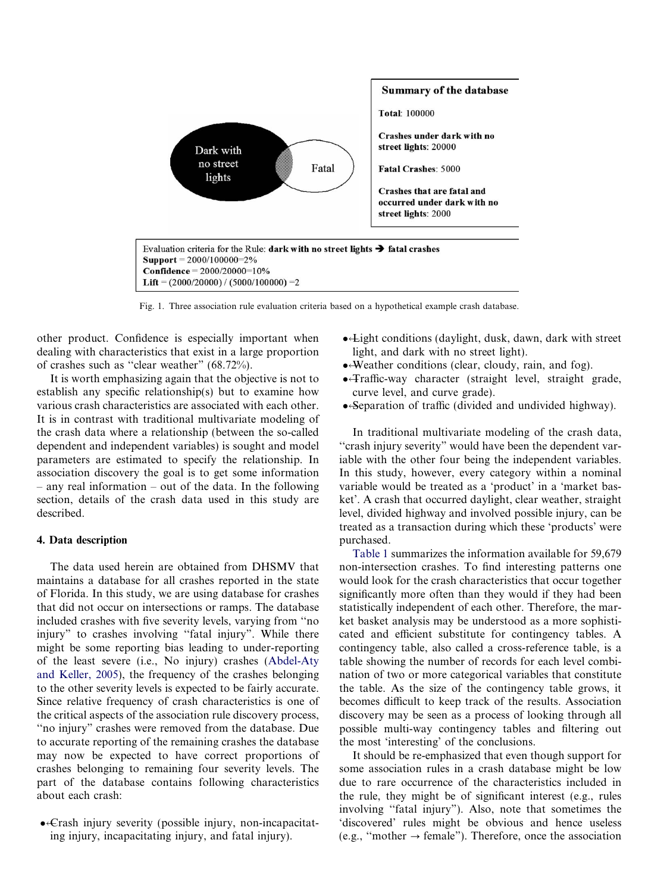Summary of the database

**Total**: 100000

**Crashes under dark with no street lights**: 20000

**Fatal Crashes**: 5000

**Crashes that are fatal and occurred under dark with no street lights**: 2000

Evaluation criteria for the Rule: **dark with no street lights → fatal crashes**
**Support** = 2000/100000=2%
**Confidence** = 2000/20000=10%
**Lift** = (2000/20000) / (5000/100000) =2

Fig. 1. Three association rule evaluation criteria based on a hypothetical example crash database.

other product. Confidence is especially important when dealing with characteristics that exist in a large proportion of crashes such as "clear weather" (68.72%).

It is worth emphasizing again that the objective is not to establish any specific relationship(s) but to examine how various crash characteristics are associated with each other. It is in contrast with traditional multivariate modeling of the crash data where a relationship (between the so-called dependent and independent variables) is sought and model parameters are estimated to specify the relationship. In association discovery the goal is to get some information – any real information – out of the data. In the following section, details of the crash data used in this study are described.

## 4. Data description

The data used herein are obtained from DHSMV that maintains a database for all crashes reported in the state of Florida. In this study, we are using database for crashes that did not occur on intersections or ramps. The database included crashes with five severity levels, varying from "no injury" to crashes involving "fatal injury". While there might be some reporting bias leading to under-reporting of the least severe (i.e., No injury) crashes (Abdel-Aty and Keller, 2005), the frequency of the crashes belonging to the other severity levels is expected to be fairly accurate. Since relative frequency of crash characteristics is one of the critical aspects of the association rule discovery process, "no injury" crashes were removed from the database. Due to accurate reporting of the remaining crashes the database may now be expected to have correct proportions of crashes belonging to remaining four severity levels. The part of the database contains following characteristics about each crash:

- Crash injury severity (possible injury, non-incapacitating injury, incapacitating injury, and fatal injury).
- Light conditions (daylight, dusk, dawn, dark with street light, and dark with no street light).
- Weather conditions (clear, cloudy, rain, and fog).
- Traffic-way character (straight level, straight grade, curve level, and curve grade).
- Separation of traffic (divided and undivided highway).

In traditional multivariate modeling of the crash data, "crash injury severity" would have been the dependent variable with the other four being the independent variables. In this study, however, every category within a nominal variable would be treated as a 'product' in a 'market basket'. A crash that occurred daylight, clear weather, straight level, divided highway and involved possible injury, can be treated as a transaction during which these 'products' were purchased.

Table 1 summarizes the information available for 59,679 non-intersection crashes. To find interesting patterns one would look for the crash characteristics that occur together significantly more often than they would if they had been statistically independent of each other. Therefore, the market basket analysis may be understood as a more sophisticated and efficient substitute for contingency tables. A contingency table, also called a cross-reference table, is a table showing the number of records for each level combination of two or more categorical variables that constitute the table. As the size of the contingency table grows, it becomes difficult to keep track of the results. Association discovery may be seen as a process of looking through all possible multi-way contingency tables and filtering out the most 'interesting' of the conclusions.

It should be re-emphasized that even though support for some association rules in a crash database might be low due to rare occurrence of the characteristics included in the rule, they might be of significant interest (e.g., rules involving "fatal injury"). Also, note that sometimes the 'discovered' rules might be obvious and hence useless (e.g., "mother → female"). Therefore, once the association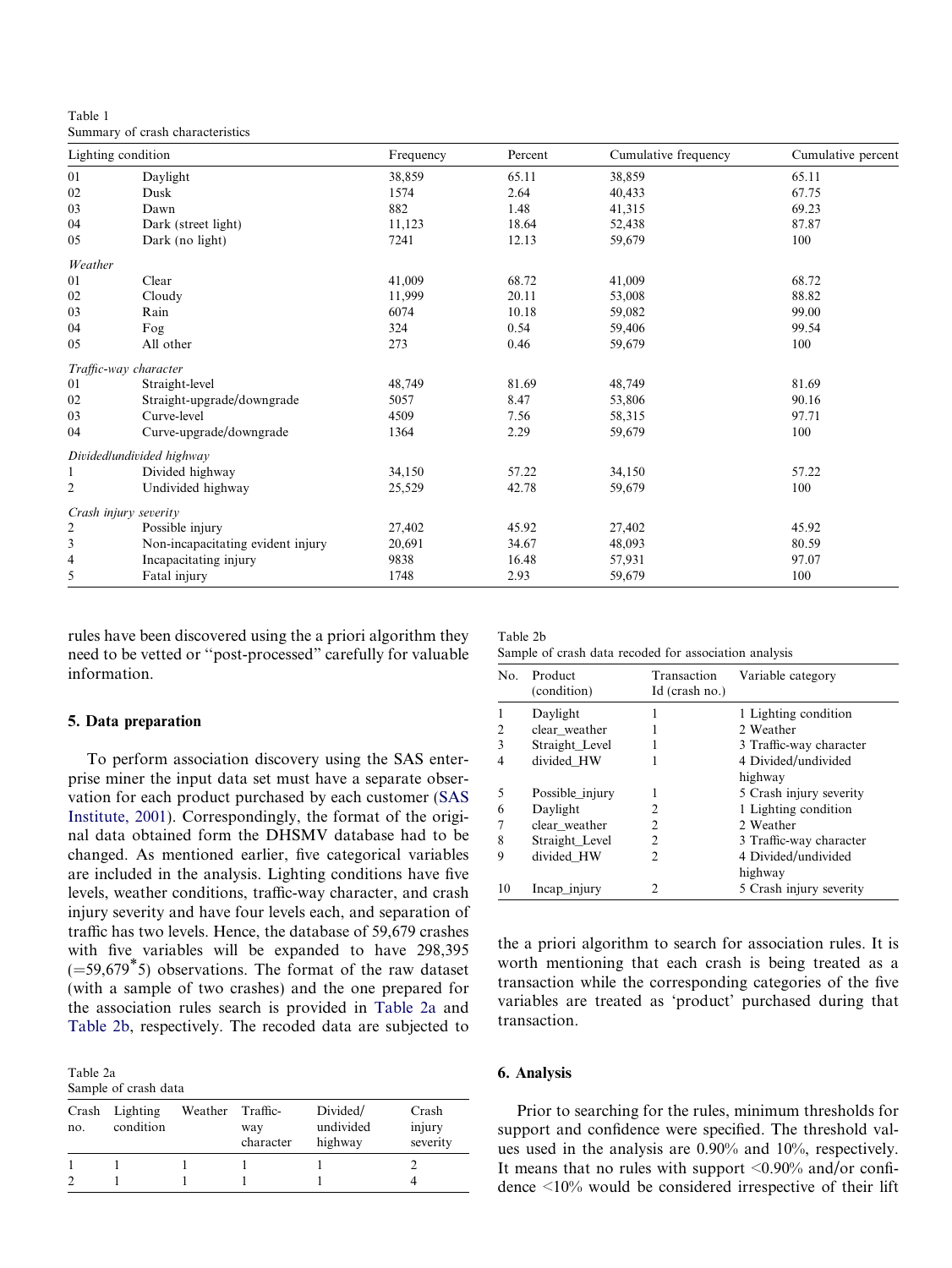Table 1
Summary of crash characteristics

| Lighting condition | | Frequency | Percent | Cumulative frequency | Cumulative percent |
|---|---|---|---|---|---|
| 01 | Daylight | 38,859 | 65.11 | 38,859 | 65.11 |
| 02 | Dusk | 1574 | 2.64 | 40,433 | 67.75 |
| 03 | Dawn | 882 | 1.48 | 41,315 | 69.23 |
| 04 | Dark (street light) | 11,123 | 18.64 | 52,438 | 87.87 |
| 05 | Dark (no light) | 7241 | 12.13 | 59,679 | 100 |
| *Weather* | | | | | |
| 01 | Clear | 41,009 | 68.72 | 41,009 | 68.72 |
| 02 | Cloudy | 11,999 | 20.11 | 53,008 | 88.82 |
| 03 | Rain | 6074 | 10.18 | 59,082 | 99.00 |
| 04 | Fog | 324 | 0.54 | 59,406 | 99.54 |
| 05 | All other | 273 | 0.46 | 59,679 | 100 |
| *Traffic-way character* | | | | | |
| 01 | Straight-level | 48,749 | 81.69 | 48,749 | 81.69 |
| 02 | Straight-upgrade/downgrade | 5057 | 8.47 | 53,806 | 90.16 |
| 03 | Curve-level | 4509 | 7.56 | 58,315 | 97.71 |
| 04 | Curve-upgrade/downgrade | 1364 | 2.29 | 59,679 | 100 |
| *Divided/undivided highway* | | | | | |
| 1 | Divided highway | 34,150 | 57.22 | 34,150 | 57.22 |
| 2 | Undivided highway | 25,529 | 42.78 | 59,679 | 100 |
| *Crash injury severity* | | | | | |
| 2 | Possible injury | 27,402 | 45.92 | 27,402 | 45.92 |
| 3 | Non-incapacitating evident injury | 20,691 | 34.67 | 48,093 | 80.59 |
| 4 | Incapacitating injury | 9838 | 16.48 | 57,931 | 97.07 |
| 5 | Fatal injury | 1748 | 2.93 | 59,679 | 100 |

rules have been discovered using the a priori algorithm they need to be vetted or ''post-processed'' carefully for valuable information.

## 5. Data preparation

To perform association discovery using the SAS enterprise miner the input data set must have a separate observation for each product purchased by each customer (SAS Institute, 2001). Correspondingly, the format of the original data obtained form the DHSMV database had to be changed. As mentioned earlier, five categorical variables are included in the analysis. Lighting conditions have five levels, weather conditions, traffic-way character, and crash injury severity and have four levels each, and separation of traffic has two levels. Hence, the database of 59,679 crashes with five variables will be expanded to have 298,395 ($=59,679^*5$) observations. The format of the raw dataset (with a sample of two crashes) and the one prepared for the association rules search is provided in Table 2a and Table 2b, respectively. The recoded data are subjected to the a priori algorithm to search for association rules. It is worth mentioning that each crash is being treated as a transaction while the corresponding categories of the five variables are treated as 'product' purchased during that transaction.

Table 2a
Sample of crash data

| Crash no. | Lighting condition | Weather | Traffic-way character | Divided/undivided highway | Crash injury severity |
|---|---|---|---|---|---|
| 1 | 1 | 1 | 1 | 1 | 2 |
| 2 | 1 | 1 | 1 | 1 | 4 |

Table 2b
Sample of crash data recoded for association analysis

| No. | Product (condition) | Transaction Id (crash no.) | Variable category |
|---|---|---|---|
| 1 | Daylight | 1 | 1 Lighting condition |
| 2 | clear_weather | 1 | 2 Weather |
| 3 | Straight_Level | 1 | 3 Traffic-way character |
| 4 | divided_HW | 1 | 4 Divided/undivided highway |
| 5 | Possible_injury | 1 | 5 Crash injury severity |
| 6 | Daylight | 2 | 1 Lighting condition |
| 7 | clear_weather | 2 | 2 Weather |
| 8 | Straight_Level | 2 | 3 Traffic-way character |
| 9 | divided_HW | 2 | 4 Divided/undivided highway |
| 10 | Incap_injury | 2 | 5 Crash injury severity |

## 6. Analysis

Prior to searching for the rules, minimum thresholds for support and confidence were specified. The threshold values used in the analysis are 0.90% and 10%, respectively. It means that no rules with support <0.90% and/or confidence <10% would be considered irrespective of their lift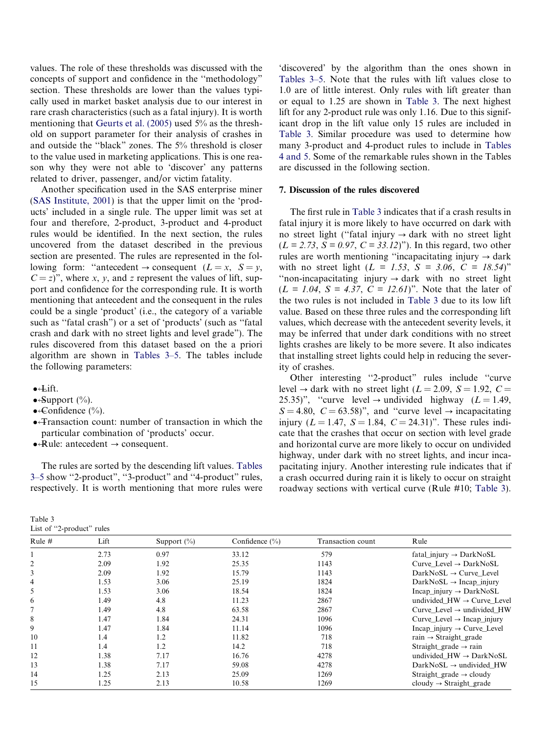values. The role of these thresholds was discussed with the concepts of support and confidence in the "methodology" section. These thresholds are lower than the values typically used in market basket analysis due to our interest in rare crash characteristics (such as a fatal injury). It is worth mentioning that Geurts et al. (2005) used 5% as the threshold on support parameter for their analysis of crashes in and outside the "black" zones. The 5% threshold is closer to the value used in marketing applications. This is one reason why they were not able to 'discover' any patterns related to driver, passenger, and/or victim fatality.

Another specification used in the SAS enterprise miner (SAS Institute, 2001) is that the upper limit on the 'products' included in a single rule. The upper limit was set at four and therefore, 2-product, 3-product and 4-product rules would be identified. In the next section, the rules uncovered from the dataset described in the previous section are presented. The rules are represented in the following form: "antecedent → consequent ($L = x$, $S = y$, $C = z$)", where $x$, $y$, and $z$ represent the values of lift, support and confidence for the corresponding rule. It is worth mentioning that antecedent and the consequent in the rules could be a single 'product' (i.e., the category of a variable such as "fatal crash") or a set of 'products' (such as "fatal crash and dark with no street lights and level grade"). The rules discovered from this dataset based on the a priori algorithm are shown in Tables 3–5. The tables include the following parameters:

- Lift.
- Support (%).
- Confidence (%).
- Transaction count: number of transaction in which the particular combination of 'products' occur.
- Rule: antecedent → consequent.

The rules are sorted by the descending lift values. Tables 3–5 show "2-product", "3-product" and "4-product" rules, respectively. It is worth mentioning that more rules were 'discovered' by the algorithm than the ones shown in Tables 3–5. Note that the rules with lift values close to 1.0 are of little interest. Only rules with lift greater than or equal to 1.25 are shown in Table 3. The next highest lift for any 2-product rule was only 1.16. Due to this significant drop in the lift value only 15 rules are included in Table 3. Similar procedure was used to determine how many 3-product and 4-product rules to include in Tables 4 and 5. Some of the remarkable rules shown in the Tables are discussed in the following section.

## 7. Discussion of the rules discovered

The first rule in Table 3 indicates that if a crash results in fatal injury it is more likely to have occurred on dark with no street light ("fatal injury → dark with no street light ($L = 2.73$, $S = 0.97$, $C = 33.12$)"). In this regard, two other rules are worth mentioning "incapacitating injury → dark with no street light ($L = 1.53$, $S = 3.06$, $C = 18.54$)" "non-incapacitating injury → dark with no street light ($L = 1.04$, $S = 4.37$, $C = 12.61$)". Note that the later of the two rules is not included in Table 3 due to its low lift value. Based on these three rules and the corresponding lift values, which decrease with the antecedent severity levels, it may be inferred that under dark conditions with no street lights crashes are likely to be more severe. It also indicates that installing street lights could help in reducing the severity of crashes.

Other interesting "2-product" rules include "curve level → dark with no street light ($L = 2.09$, $S = 1.92$, $C = 25.35$)", "curve level → undivided highway ($L = 1.49$, $S = 4.80$, $C = 63.58$)", and "curve level → incapacitating injury ($L = 1.47$, $S = 1.84$, $C = 24.31$)". These rules indicate that the crashes that occur on section with level grade and horizontal curve are more likely to occur on undivided highway, under dark with no street lights, and incur incapacitating injury. Another interesting rule indicates that if a crash occurred during rain it is likely to occur on straight roadway sections with vertical curve (Rule #10; Table 3).

Table 3
List of "2-product" rules

| Rule # | Lift | Support (%) | Confidence (%) | Transaction count | Rule |
|---|---|---|---|---|---|
| 1 | 2.73 | 0.97 | 33.12 | 579 | fatal_injury → DarkNoSL |
| 2 | 2.09 | 1.92 | 25.35 | 1143 | Curve_Level → DarkNoSL |
| 3 | 2.09 | 1.92 | 15.79 | 1143 | DarkNoSL → Curve_Level |
| 4 | 1.53 | 3.06 | 25.19 | 1824 | DarkNoSL → Incap_injury |
| 5 | 1.53 | 3.06 | 18.54 | 1824 | Incap_injury → DarkNoSL |
| 6 | 1.49 | 4.8 | 11.23 | 2867 | undivided_HW → Curve_Level |
| 7 | 1.49 | 4.8 | 63.58 | 2867 | Curve_Level → undivided_HW |
| 8 | 1.47 | 1.84 | 24.31 | 1096 | Curve_Level → Incap_injury |
| 9 | 1.47 | 1.84 | 11.14 | 1096 | Incap_injury → Curve_Level |
| 10 | 1.4 | 1.2 | 11.82 | 718 | rain → Straight_grade |
| 11 | 1.4 | 1.2 | 14.2 | 718 | Straight_grade → rain |
| 12 | 1.38 | 7.17 | 16.76 | 4278 | undivided_HW → DarkNoSL |
| 13 | 1.38 | 7.17 | 59.08 | 4278 | DarkNoSL → undivided_HW |
| 14 | 1.25 | 2.13 | 25.09 | 1269 | Straight_grade → cloudy |
| 15 | 1.25 | 2.13 | 10.58 | 1269 | cloudy → Straight_grade |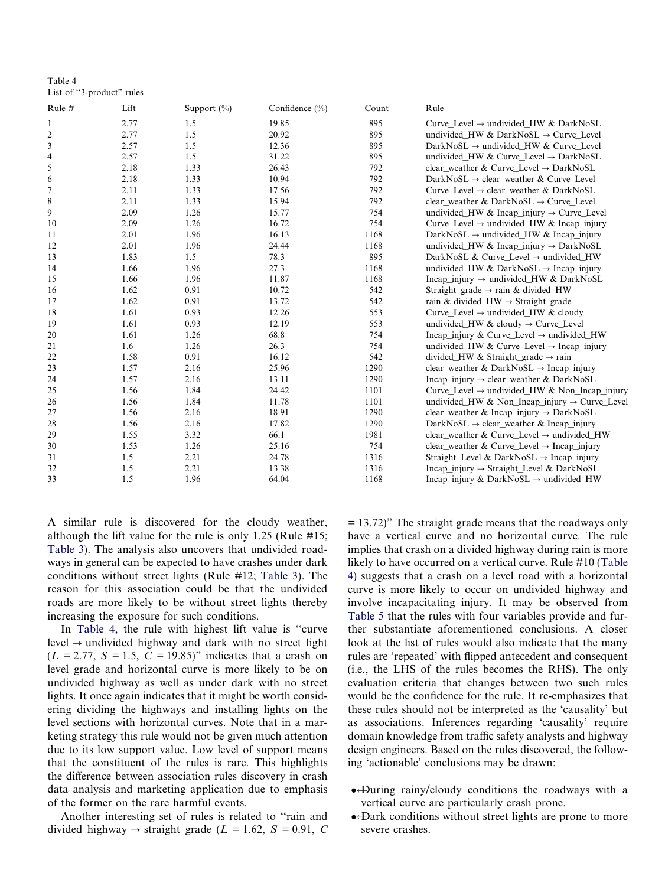Table 4
List of "3-product" rules

| Rule # | Lift | Support (%) | Confidence (%) | Count | Rule |
|---|---|---|---|---|---|
| 1 | 2.77 | 1.5 | 19.85 | 895 | Curve_Level → undivided_HW & DarkNoSL |
| 2 | 2.77 | 1.5 | 20.92 | 895 | undivided_HW & DarkNoSL → Curve_Level |
| 3 | 2.57 | 1.5 | 12.36 | 895 | DarkNoSL → undivided_HW & Curve_Level |
| 4 | 2.57 | 1.5 | 31.22 | 895 | undivided_HW & Curve_Level → DarkNoSL |
| 5 | 2.18 | 1.33 | 26.43 | 792 | clear_weather & Curve_Level → DarkNoSL |
| 6 | 2.18 | 1.33 | 10.94 | 792 | DarkNoSL → clear_weather & Curve_Level |
| 7 | 2.11 | 1.33 | 17.56 | 792 | Curve_Level → clear_weather & DarkNoSL |
| 8 | 2.11 | 1.33 | 15.94 | 792 | clear_weather & DarkNoSL → Curve_Level |
| 9 | 2.09 | 1.26 | 15.77 | 754 | undivided_HW & Incap_injury → Curve_Level |
| 10 | 2.09 | 1.26 | 16.72 | 754 | Curve_Level → undivided_HW & Incap_injury |
| 11 | 2.01 | 1.96 | 16.13 | 1168 | DarkNoSL → undivided_HW & Incap_injury |
| 12 | 2.01 | 1.96 | 24.44 | 1168 | undivided_HW & Incap_injury → DarkNoSL |
| 13 | 1.83 | 1.5 | 78.3 | 895 | DarkNoSL & Curve_Level → undivided_HW |
| 14 | 1.66 | 1.96 | 27.3 | 1168 | undivided_HW & DarkNoSL → Incap_injury |
| 15 | 1.66 | 1.96 | 11.87 | 1168 | Incap_injury → undivided_HW & DarkNoSL |
| 16 | 1.62 | 0.91 | 10.72 | 542 | Straight_grade → rain & divided_HW |
| 17 | 1.62 | 0.91 | 13.72 | 542 | rain & divided_HW → Straight_grade |
| 18 | 1.61 | 0.93 | 12.26 | 553 | Curve_Level → undivided_HW & cloudy |
| 19 | 1.61 | 0.93 | 12.19 | 553 | undivided_HW & cloudy → Curve_Level |
| 20 | 1.61 | 1.26 | 68.8 | 754 | Incap_injury & Curve_Level → undivided_HW |
| 21 | 1.6 | 1.26 | 26.3 | 754 | undivided_HW & Curve_Level → Incap_injury |
| 22 | 1.58 | 0.91 | 16.12 | 542 | divided_HW & Straight_grade → rain |
| 23 | 1.57 | 2.16 | 25.96 | 1290 | clear_weather & DarkNoSL → Incap_injury |
| 24 | 1.57 | 2.16 | 13.11 | 1290 | Incap_injury → clear_weather & DarkNoSL |
| 25 | 1.56 | 1.84 | 24.42 | 1101 | Curve_Level → undivided_HW & Non_Incap_injury |
| 26 | 1.56 | 1.84 | 11.78 | 1101 | undivided_HW & Non_Incap_injury → Curve_Level |
| 27 | 1.56 | 2.16 | 18.91 | 1290 | clear_weather & Incap_injury → DarkNoSL |
| 28 | 1.56 | 2.16 | 17.82 | 1290 | DarkNoSL → clear_weather & Incap_injury |
| 29 | 1.55 | 3.32 | 66.1 | 1981 | clear_weather & Curve_Level → undivided_HW |
| 30 | 1.53 | 1.26 | 25.16 | 754 | clear_weather & Curve_Level → Incap_injury |
| 31 | 1.5 | 2.21 | 24.78 | 1316 | Straight_Level & DarkNoSL → Incap_injury |
| 32 | 1.5 | 2.21 | 13.38 | 1316 | Incap_injury → Straight_Level & DarkNoSL |
| 33 | 1.5 | 1.96 | 64.04 | 1168 | Incap_injury & DarkNoSL → undivided_HW |

A similar rule is discovered for the cloudy weather, although the lift value for the rule is only 1.25 (Rule #15; Table 3). The analysis also uncovers that undivided roadways in general can be expected to have crashes under dark conditions without street lights (Rule #12; Table 3). The reason for this association could be that the undivided roads are more likely to be without street lights thereby increasing the exposure for such conditions.

In Table 4, the rule with highest lift value is "curve level → undivided highway and dark with no street light ($L = 2.77$, $S = 1.5$, $C = 19.85$)" indicates that a crash on level grade and horizontal curve is more likely to be on undivided highway as well as under dark with no street lights. It once again indicates that it might be worth considering dividing the highways and installing lights on the level sections with horizontal curves. Note that in a marketing strategy this rule would not be given much attention due to its low support value. Low level of support means that the constituent of the rules is rare. This highlights the difference between association rules discovery in crash data analysis and marketing application due to emphasis of the former on the rare harmful events.

Another interesting set of rules is related to "rain and divided highway → straight grade ($L = 1.62$, $S = 0.91$, $C = 13.72$)" The straight grade means that the roadways only have a vertical curve and no horizontal curve. The rule implies that crash on a divided highway during rain is more likely to have occurred on a vertical curve. Rule #10 (Table 4) suggests that a crash on a level road with a horizontal curve is more likely to occur on undivided highway and involve incapacitating injury. It may be observed from Table 5 that the rules with four variables provide and further substantiate aforementioned conclusions. A closer look at the list of rules would also indicate that the many rules are 'repeated' with flipped antecedent and consequent (i.e., the LHS of the rules becomes the RHS). The only evaluation criteria that changes between two such rules would be the confidence for the rule. It re-emphasizes that these rules should not be interpreted as the 'causality' but as associations. Inferences regarding 'causality' require domain knowledge from traffic safety analysts and highway design engineers. Based on the rules discovered, the following 'actionable' conclusions may be drawn:

- During rainy/cloudy conditions the roadways with a vertical curve are particularly crash prone.
- Dark conditions without street lights are prone to more severe crashes.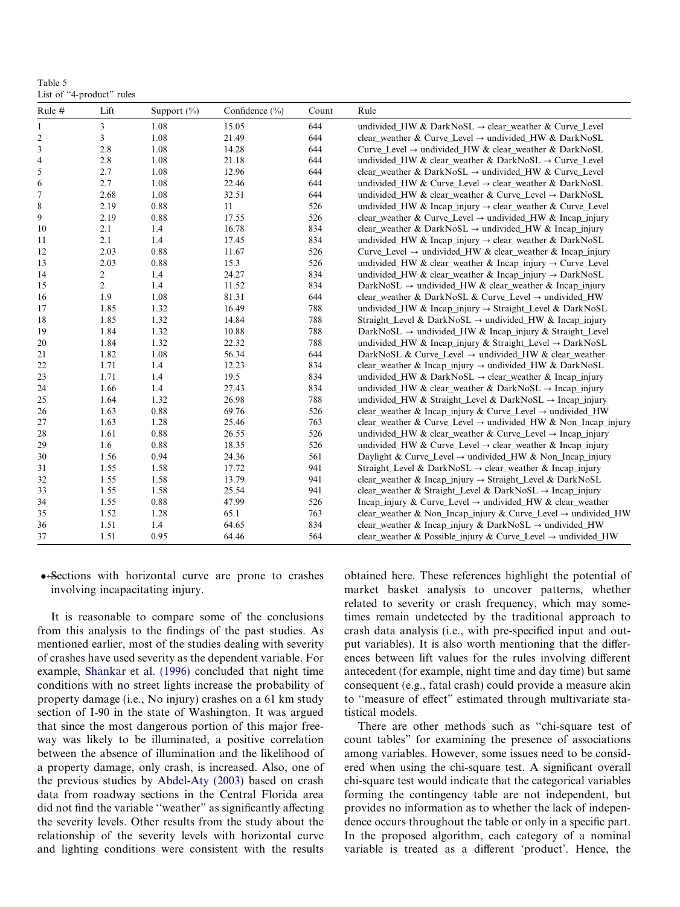Table 5
List of "4-product" rules

| Rule # | Lift | Support (%) | Confidence (%) | Count | Rule |
|---|---|---|---|---|---|
| 1 | 3 | 1.08 | 15.05 | 644 | undivided_HW & DarkNoSL → clear_weather & Curve_Level |
| 2 | 3 | 1.08 | 21.49 | 644 | clear_weather & Curve_Level → undivided_HW & DarkNoSL |
| 3 | 2.8 | 1.08 | 14.28 | 644 | Curve_Level → undivided_HW & clear_weather & DarkNoSL |
| 4 | 2.8 | 1.08 | 21.18 | 644 | undivided_HW & clear_weather & DarkNoSL → Curve_Level |
| 5 | 2.7 | 1.08 | 12.96 | 644 | clear_weather & DarkNoSL → undivided_HW & Curve_Level |
| 6 | 2.7 | 1.08 | 22.46 | 644 | undivided_HW & Curve_Level → clear_weather & DarkNoSL |
| 7 | 2.68 | 1.08 | 32.51 | 644 | undivided_HW & clear_weather & Curve_Level → DarkNoSL |
| 8 | 2.19 | 0.88 | 11 | 526 | undivided_HW & Incap_injury → clear_weather & Curve_Level |
| 9 | 2.19 | 0.88 | 17.55 | 526 | clear_weather & Curve_Level → undivided_HW & Incap_injury |
| 10 | 2.1 | 1.4 | 16.78 | 834 | clear_weather & DarkNoSL → undivided_HW & Incap_injury |
| 11 | 2.1 | 1.4 | 17.45 | 834 | undivided_HW & Incap_injury → clear_weather & DarkNoSL |
| 12 | 2.03 | 0.88 | 11.67 | 526 | Curve_Level → undivided_HW & clear_weather & Incap_injury |
| 13 | 2.03 | 0.88 | 15.3 | 526 | undivided_HW & clear_weather & Incap_injury → Curve_Level |
| 14 | 2 | 1.4 | 24.27 | 834 | undivided_HW & clear_weather & Incap_injury → DarkNoSL |
| 15 | 2 | 1.4 | 11.52 | 834 | DarkNoSL → undivided_HW & clear_weather & Incap_injury |
| 16 | 1.9 | 1.08 | 81.31 | 644 | clear_weather & DarkNoSL & Curve_Level → undivided_HW |
| 17 | 1.85 | 1.32 | 16.49 | 788 | undivided_HW & Incap_injury → Straight_Level & DarkNoSL |
| 18 | 1.85 | 1.32 | 14.84 | 788 | Straight_Level & DarkNoSL → undivided_HW & Incap_injury |
| 19 | 1.84 | 1.32 | 10.88 | 788 | DarkNoSL → undivided_HW & Incap_injury & Straight_Level |
| 20 | 1.84 | 1.32 | 22.32 | 788 | undivided_HW & Incap_injury & Straight_Level → DarkNoSL |
| 21 | 1.82 | 1.08 | 56.34 | 644 | DarkNoSL & Curve_Level → undivided_HW & clear_weather |
| 22 | 1.71 | 1.4 | 12.23 | 834 | clear_weather & Incap_injury → undivided_HW & DarkNoSL |
| 23 | 1.71 | 1.4 | 19.5 | 834 | undivided_HW & DarkNoSL → clear_weather & Incap_injury |
| 24 | 1.66 | 1.4 | 27.43 | 834 | undivided_HW & clear_weather & DarkNoSL → Incap_injury |
| 25 | 1.64 | 1.32 | 26.98 | 788 | undivided_HW & Straight_Level & DarkNoSL → Incap_injury |
| 26 | 1.63 | 0.88 | 69.76 | 526 | clear_weather & Incap_injury & Curve_Level → undivided_HW |
| 27 | 1.63 | 1.28 | 25.46 | 763 | clear_weather & Curve_Level → undivided_HW & Non_Incap_injury |
| 28 | 1.61 | 0.88 | 26.55 | 526 | undivided_HW & clear_weather & Curve_Level → Incap_injury |
| 29 | 1.6 | 0.88 | 18.35 | 526 | undivided_HW & Curve_Level → clear_weather & Incap_injury |
| 30 | 1.56 | 0.94 | 24.36 | 561 | Daylight & Curve_Level → undivided_HW & Non_Incap_injury |
| 31 | 1.55 | 1.58 | 17.72 | 941 | Straight_Level & DarkNoSL → clear_weather & Incap_injury |
| 32 | 1.55 | 1.58 | 13.79 | 941 | clear_weather & Incap_injury → Straight_Level & DarkNoSL |
| 33 | 1.55 | 1.58 | 25.54 | 941 | clear_weather & Straight_Level & DarkNoSL → Incap_injury |
| 34 | 1.55 | 0.88 | 47.99 | 526 | Incap_injury & Curve_Level → undivided_HW & clear_weather |
| 35 | 1.52 | 1.28 | 65.1 | 763 | clear_weather & Non_Incap_injury & Curve_Level → undivided_HW |
| 36 | 1.51 | 1.4 | 64.65 | 834 | clear_weather & Incap_injury & DarkNoSL → undivided_HW |
| 37 | 1.51 | 0.95 | 64.46 | 564 | clear_weather & Possible_injury & Curve_Level → undivided_HW |

- Sections with horizontal curve are prone to crashes involving incapacitating injury.

It is reasonable to compare some of the conclusions from this analysis to the findings of the past studies. As mentioned earlier, most of the studies dealing with severity of crashes have used severity as the dependent variable. For example, Shankar et al. (1996) concluded that night time conditions with no street lights increase the probability of property damage (i.e., No injury) crashes on a 61 km study section of I-90 in the state of Washington. It was argued that since the most dangerous portion of this major freeway was likely to be illuminated, a positive correlation between the absence of illumination and the likelihood of a property damage, only crash, is increased. Also, one of the previous studies by Abdel-Aty (2003) based on crash data from roadway sections in the Central Florida area did not find the variable "weather" as significantly affecting the severity levels. Other results from the study about the relationship of the severity levels with horizontal curve and lighting conditions were consistent with the results obtained here. These references highlight the potential of market basket analysis to uncover patterns, whether related to severity or crash frequency, which may sometimes remain undetected by the traditional approach to crash data analysis (i.e., with pre-specified input and output variables). It is also worth mentioning that the differences between lift values for the rules involving different antecedent (for example, night time and day time) but same consequent (e.g., fatal crash) could provide a measure akin to "measure of effect" estimated through multivariate statistical models.

There are other methods such as "chi-square test of count tables" for examining the presence of associations among variables. However, some issues need to be considered when using the chi-square test. A significant overall chi-square test would indicate that the categorical variables forming the contingency table are not independent, but provides no information as to whether the lack of independence occurs throughout the table or only in a specific part. In the proposed algorithm, each category of a nominal variable is treated as a different 'product'. Hence, the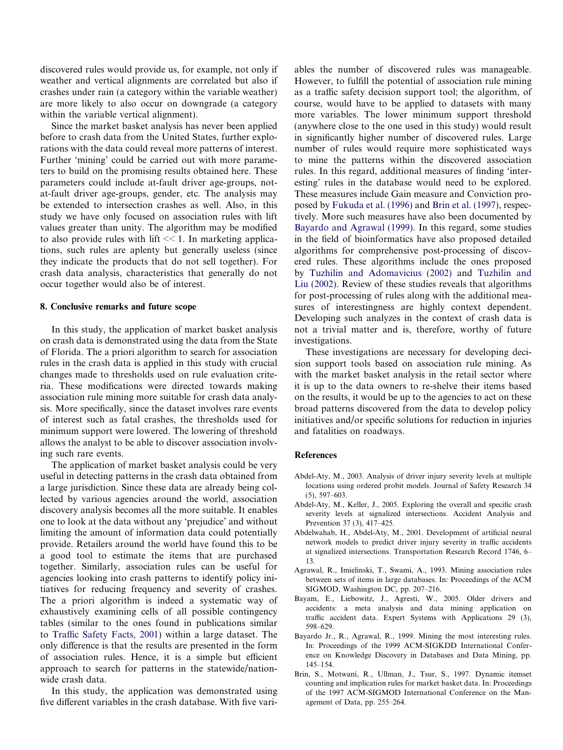discovered rules would provide us, for example, not only if weather and vertical alignments are correlated but also if crashes under rain (a category within the variable weather) are more likely to also occur on downgrade (a category within the variable vertical alignment).

Since the market basket analysis has never been applied before to crash data from the United States, further explorations with the data could reveal more patterns of interest. Further 'mining' could be carried out with more parameters to build on the promising results obtained here. These parameters could include at-fault driver age-groups, not-at-fault driver age-groups, gender, etc. The analysis may be extended to intersection crashes as well. Also, in this study we have only focused on association rules with lift values greater than unity. The algorithm may be modified to also provide rules with lift $\ll 1$. In marketing applications, such rules are aplenty but generally useless (since they indicate the products that do not sell together). For crash data analysis, characteristics that generally do not occur together would also be of interest.

## 8. Conclusive remarks and future scope

In this study, the application of market basket analysis on crash data is demonstrated using the data from the State of Florida. The a priori algorithm to search for association rules in the crash data is applied in this study with crucial changes made to thresholds used on rule evaluation criteria. These modifications were directed towards making association rule mining more suitable for crash data analysis. More specifically, since the dataset involves rare events of interest such as fatal crashes, the thresholds used for minimum support were lowered. The lowering of threshold allows the analyst to be able to discover association involving such rare events.

The application of market basket analysis could be very useful in detecting patterns in the crash data obtained from a large jurisdiction. Since these data are already being collected by various agencies around the world, association discovery analysis becomes all the more suitable. It enables one to look at the data without any 'prejudice' and without limiting the amount of information data could potentially provide. Retailers around the world have found this to be a good tool to estimate the items that are purchased together. Similarly, association rules can be useful for agencies looking into crash patterns to identify policy initiatives for reducing frequency and severity of crashes. The a priori algorithm is indeed a systematic way of exhaustively examining cells of all possible contingency tables (similar to the ones found in publications similar to Traffic Safety Facts, 2001) within a large dataset. The only difference is that the results are presented in the form of association rules. Hence, it is a simple but efficient approach to search for patterns in the statewide/nationwide crash data.

In this study, the application was demonstrated using five different variables in the crash database. With five variables the number of discovered rules was manageable. However, to fulfill the potential of association rule mining as a traffic safety decision support tool; the algorithm, of course, would have to be applied to datasets with many more variables. The lower minimum support threshold (anywhere close to the one used in this study) would result in significantly higher number of discovered rules. Large number of rules would require more sophisticated ways to mine the patterns within the discovered association rules. In this regard, additional measures of finding 'interesting' rules in the database would need to be explored. These measures include Gain measure and Conviction proposed by Fukuda et al. (1996) and Brin et al. (1997), respectively. More such measures have also been documented by Bayardo and Agrawal (1999). In this regard, some studies in the field of bioinformatics have also proposed detailed algorithms for comprehensive post-processing of discovered rules. These algorithms include the ones proposed by Tuzhilin and Adomavicius (2002) and Tuzhilin and Liu (2002). Review of these studies reveals that algorithms for post-processing of rules along with the additional measures of interestingness are highly context dependent. Developing such analyzes in the context of crash data is not a trivial matter and is, therefore, worthy of future investigations.

These investigations are necessary for developing decision support tools based on association rule mining. As with the market basket analysis in the retail sector where it is up to the data owners to re-shelve their items based on the results, it would be up to the agencies to act on these broad patterns discovered from the data to develop policy initiatives and/or specific solutions for reduction in injuries and fatalities on roadways.

## References

Abdel-Aty, M., 2003. Analysis of driver injury severity levels at multiple locations using ordered probit models. Journal of Safety Research 34 (5), 597–603.

Abdel-Aty, M., Keller, J., 2005. Exploring the overall and specific crash severity levels at signalized intersections. Accident Analysis and Prevention 37 (3), 417–425.

Abdelwahab, H., Abdel-Aty, M., 2001. Development of artificial neural network models to predict driver injury severity in traffic accidents at signalized intersections. Transportation Research Record 1746, 6–13.

Agrawal, R., Imielinski, T., Swami, A., 1993. Mining association rules between sets of items in large databases. In: Proceedings of the ACM SIGMOD, Washington DC, pp. 207–216.

Bayam, E., Liebowitz, J., Agresti, W., 2005. Older drivers and accidents: a meta analysis and data mining application on traffic accident data. Expert Systems with Applications 29 (3), 598–629.

Bayardo Jr., R., Agrawal, R., 1999. Mining the most interesting rules. In: Proceedings of the 1999 ACM-SIGKDD International Conference on Knowledge Discovery in Databases and Data Mining, pp. 145–154.

Brin, S., Motwani, R., Ullman, J., Tsur, S., 1997. Dynamic itemset counting and implication rules for market basket data. In: Proceedings of the 1997 ACM-SIGMOD International Conference on the Management of Data, pp. 255–264.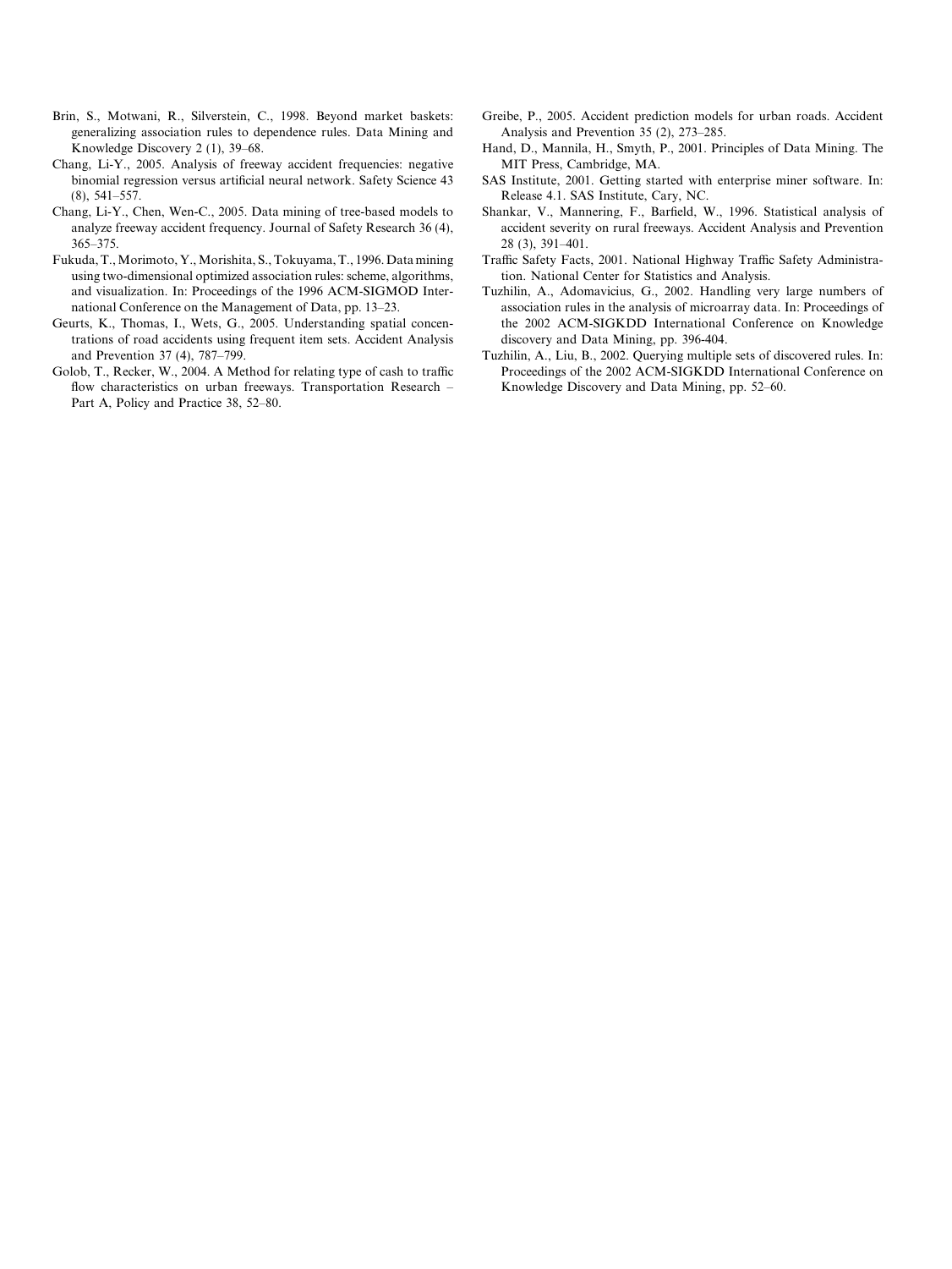Brin, S., Motwani, R., Silverstein, C., 1998. Beyond market baskets: generalizing association rules to dependence rules. Data Mining and Knowledge Discovery 2 (1), 39–68.

Chang, Li-Y., 2005. Analysis of freeway accident frequencies: negative binomial regression versus artificial neural network. Safety Science 43 (8), 541–557.

Chang, Li-Y., Chen, Wen-C., 2005. Data mining of tree-based models to analyze freeway accident frequency. Journal of Safety Research 36 (4), 365–375.

Fukuda, T., Morimoto, Y., Morishita, S., Tokuyama, T., 1996. Data mining using two-dimensional optimized association rules: scheme, algorithms, and visualization. In: Proceedings of the 1996 ACM-SIGMOD International Conference on the Management of Data, pp. 13–23.

Geurts, K., Thomas, I., Wets, G., 2005. Understanding spatial concentrations of road accidents using frequent item sets. Accident Analysis and Prevention 37 (4), 787–799.

Golob, T., Recker, W., 2004. A Method for relating type of cash to traffic flow characteristics on urban freeways. Transportation Research – Part A, Policy and Practice 38, 52–80.

Greibe, P., 2005. Accident prediction models for urban roads. Accident Analysis and Prevention 35 (2), 273–285.

Hand, D., Mannila, H., Smyth, P., 2001. Principles of Data Mining. The MIT Press, Cambridge, MA.

SAS Institute, 2001. Getting started with enterprise miner software. In: Release 4.1. SAS Institute, Cary, NC.

Shankar, V., Mannering, F., Barfield, W., 1996. Statistical analysis of accident severity on rural freeways. Accident Analysis and Prevention 28 (3), 391–401.

Traffic Safety Facts, 2001. National Highway Traffic Safety Administration. National Center for Statistics and Analysis.

Tuzhilin, A., Adomavicius, G., 2002. Handling very large numbers of association rules in the analysis of microarray data. In: Proceedings of the 2002 ACM-SIGKDD International Conference on Knowledge discovery and Data Mining, pp. 396-404.

Tuzhilin, A., Liu, B., 2002. Querying multiple sets of discovered rules. In: Proceedings of the 2002 ACM-SIGKDD International Conference on Knowledge Discovery and Data Mining, pp. 52–60.